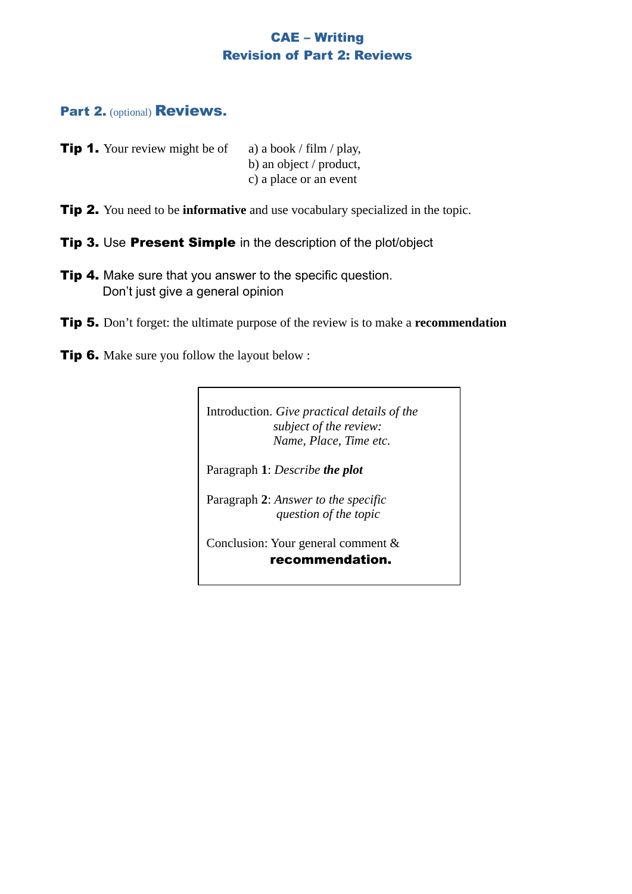# CAE – Writing
# Revision of Part 2: Reviews

## Part 2. (optional) Reviews.

**Tip 1.** Your review might be of
a) a book / film / play,
b) an object / product,
c) a place or an event

**Tip 2.** You need to be **informative** and use vocabulary specialized in the topic.

**Tip 3.** Use **Present Simple** in the description of the plot/object

**Tip 4.** Make sure that you answer to the specific question.
Don't just give a general opinion

**Tip 5.** Don't forget: the ultimate purpose of the review is to make a **recommendation**

**Tip 6.** Make sure you follow the layout below :

> Introduction. *Give practical details of the subject of the review: Name, Place, Time etc.*
>
> Paragraph **1**: *Describe **the plot***
>
> Paragraph **2**: *Answer to the specific question of the topic*
>
> Conclusion: Your general comment & **recommendation.**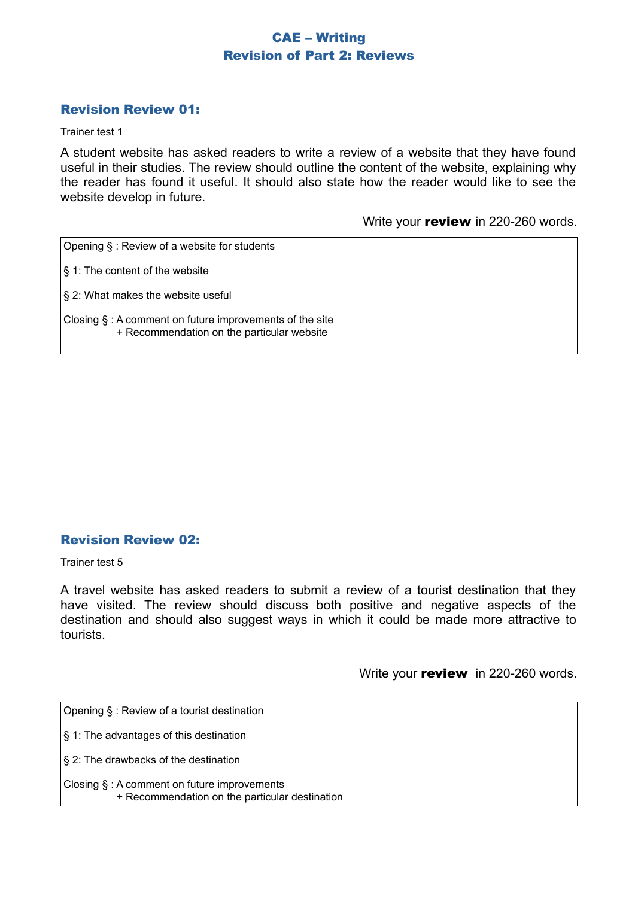## CAE – Writing
## Revision of Part 2: Reviews

### Revision Review 01:

Trainer test 1

A student website has asked readers to write a review of a website that they have found useful in their studies. The review should outline the content of the website, explaining why the reader has found it useful. It should also state how the reader would like to see the website develop in future.

Write your **review** in 220-260 words.

| |
|---|
| Opening § : Review of a website for students<br><br>§ 1: The content of the website<br><br>§ 2: What makes the website useful<br><br>Closing § : A comment on future improvements of the site<br>+ Recommendation on the particular website |

### Revision Review 02:

Trainer test 5

A travel website has asked readers to submit a review of a tourist destination that they have visited. The review should discuss both positive and negative aspects of the destination and should also suggest ways in which it could be made more attractive to tourists.

Write your **review** in 220-260 words.

| |
|---|
| Opening § : Review of a tourist destination<br><br>§ 1: The advantages of this destination<br><br>§ 2: The drawbacks of the destination<br><br>Closing § : A comment on future improvements<br>+ Recommendation on the particular destination |